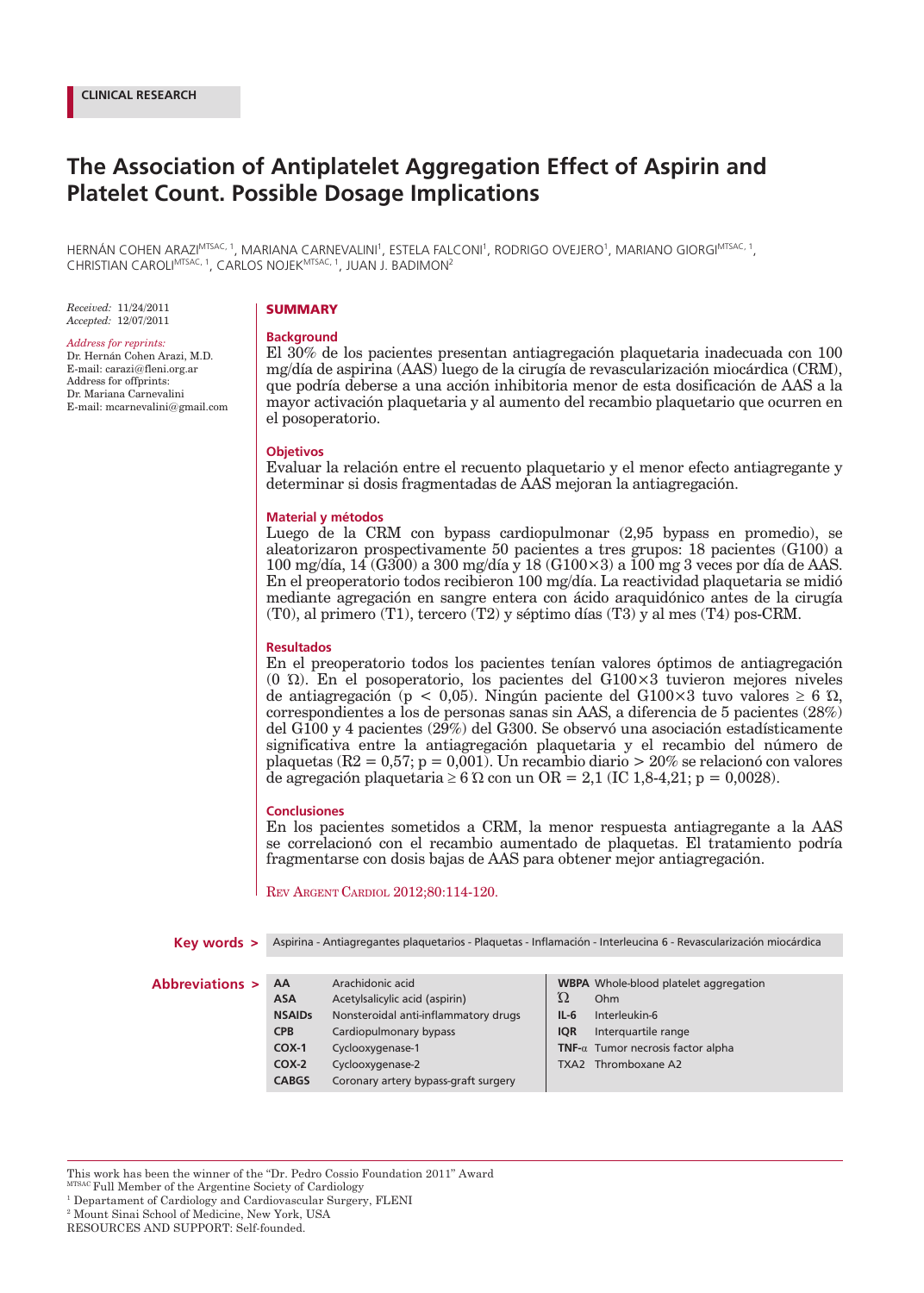CLINICAL RESEARCH

# The Association of Antiplatelet Aggregation Effect of Aspirin and Platelet Count. Possible Dosage Implications

HERNÁN COHEN ARAZI[MTSAC, 1], MARIANA CARNEVALINI[1], ESTELA FALCONI[1], RODRIGO OVEJERO[1], MARIANO GIORGI[MTSAC, 1], CHRISTIAN CAROLI[MTSAC, 1], CARLOS NOJEK[MTSAC, 1], JUAN J. BADIMON[2]

*Received:* 11/24/2011
*Accepted:* 12/07/2011

*Address for reprints:*
Dr. Hernán Cohen Arazi, M.D.
E-mail: carazi@fleni.org.ar
Address for offprints:
Dr. Mariana Carnevalini
E-mail: mcarnevalini@gmail.com

## SUMMARY

### Background

El 30% de los pacientes presentan antiagregación plaquetaria inadecuada con 100 mg/día de aspirina (AAS) luego de la cirugía de revascularización miocárdica (CRM), que podría deberse a una acción inhibitoria menor de esta dosificación de AAS a la mayor activación plaquetaria y al aumento del recambio plaquetario que ocurren en el posoperatorio.

### Objetivos

Evaluar la relación entre el recuento plaquetario y el menor efecto antiagregante y determinar si dosis fragmentadas de AAS mejoran la antiagregación.

### Material y métodos

Luego de la CRM con bypass cardiopulmonar (2,95 bypass en promedio), se aleatorizaron prospectivamente 50 pacientes a tres grupos: 18 pacientes (G100) a 100 mg/día, 14 (G300) a 300 mg/día y 18 (G100×3) a 100 mg 3 veces por día de AAS. En el preoperatorio todos recibieron 100 mg/día. La reactividad plaquetaria se midió mediante agregación en sangre entera con ácido araquidónico antes de la cirugía (T0), al primero (T1), tercero (T2) y séptimo días (T3) y al mes (T4) pos-CRM.

### Resultados

En el preoperatorio todos los pacientes tenían valores óptimos de antiagregación (0 Ω). En el posoperatorio, los pacientes del G100×3 tuvieron mejores niveles de antiagregación ($p < 0{,}05$). Ningún paciente del G100×3 tuvo valores ≥ 6 Ω, correspondientes a los de personas sanas sin AAS, a diferencia de 5 pacientes (28%) del G100 y 4 pacientes (29%) del G300. Se observó una asociación estadísticamente significativa entre la antiagregación plaquetaria y el recambio del número de plaquetas ($R2 = 0{,}57$; $p = 0{,}001$). Un recambio diario > 20% se relacionó con valores de agregación plaquetaria ≥ 6 Ω con un OR = 2,1 (IC 1,8-4,21; $p = 0{,}0028$).

### Conclusiones

En los pacientes sometidos a CRM, la menor respuesta antiagregante a la AAS se correlacionó con el recambio aumentado de plaquetas. El tratamiento podría fragmentarse con dosis bajas de AAS para obtener mejor antiagregación.

REV ARGENT CARDIOL 2012;80:114-120.

**Key words >** Aspirina - Antiagregantes plaquetarios - Plaquetas - Inflamación - Interleucina 6 - Revascularización miocárdica

**Abbreviations >**

| | | | |
|---|---|---|---|
| **AA** | Arachidonic acid | **WBPA** | Whole-blood platelet aggregation |
| **ASA** | Acetylsalicylic acid (aspirin) | Ω | Ohm |
| **NSAIDs** | Nonsteroidal anti-inflammatory drugs | **IL-6** | Interleukin-6 |
| **CPB** | Cardiopulmonary bypass | **IQR** | Interquartile range |
| **COX-1** | Cyclooxygenase-1 | **TNF-α** | Tumor necrosis factor alpha |
| **COX-2** | Cyclooxygenase-2 | TXA2 | Thromboxane A2 |
| **CABGS** | Coronary artery bypass-graft surgery | | |

This work has been the winner of the "Dr. Pedro Cossio Foundation 2011" Award
[MTSAC] Full Member of the Argentine Society of Cardiology
[1] Departament of Cardiology and Cardiovascular Surgery, FLENI
[2] Mount Sinai School of Medicine, New York, USA
RESOURCES AND SUPPORT: Self-founded.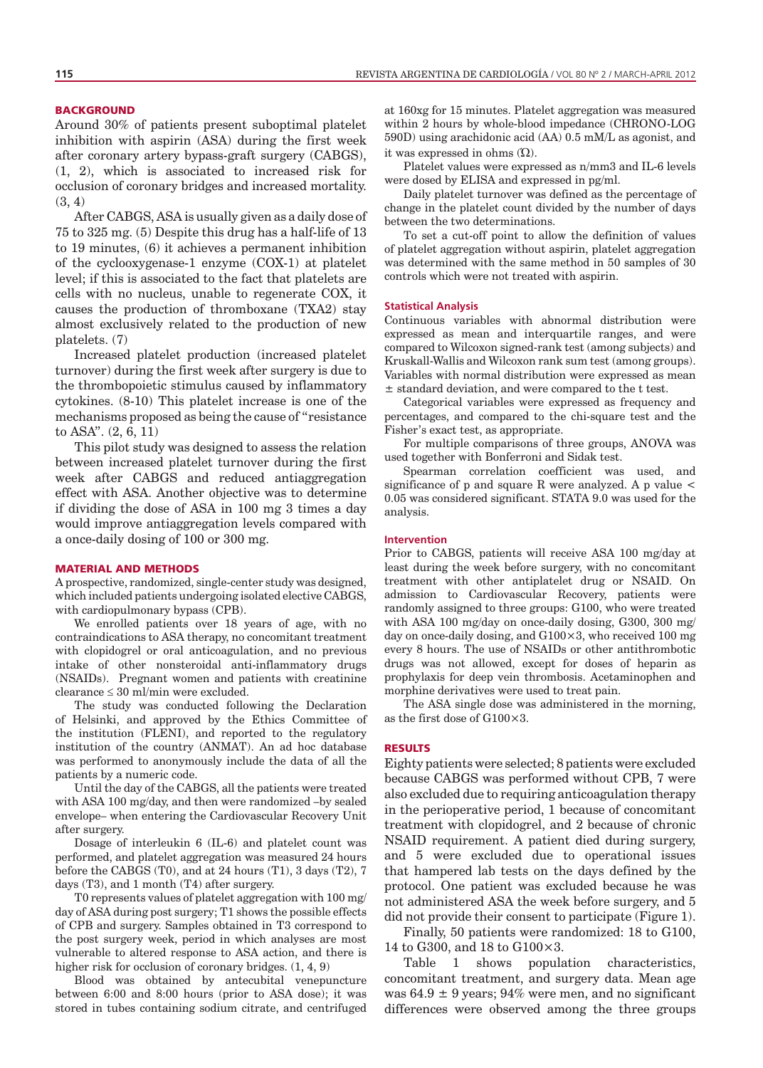## BACKGROUND

Around 30% of patients present suboptimal platelet inhibition with aspirin (ASA) during the first week after coronary artery bypass-graft surgery (CABGS), (1, 2), which is associated to increased risk for occlusion of coronary bridges and increased mortality. (3, 4)

After CABGS, ASA is usually given as a daily dose of 75 to 325 mg. (5) Despite this drug has a half-life of 13 to 19 minutes, (6) it achieves a permanent inhibition of the cyclooxygenase-1 enzyme (COX-1) at platelet level; if this is associated to the fact that platelets are cells with no nucleus, unable to regenerate COX, it causes the production of thromboxane (TXA2) stay almost exclusively related to the production of new platelets. (7)

Increased platelet production (increased platelet turnover) during the first week after surgery is due to the thrombopoietic stimulus caused by inflammatory cytokines. (8-10) This platelet increase is one of the mechanisms proposed as being the cause of "resistance to ASA". (2, 6, 11)

This pilot study was designed to assess the relation between increased platelet turnover during the first week after CABGS and reduced antiaggregation effect with ASA. Another objective was to determine if dividing the dose of ASA in 100 mg 3 times a day would improve antiaggregation levels compared with a once-daily dosing of 100 or 300 mg.

## MATERIAL AND METHODS

A prospective, randomized, single-center study was designed, which included patients undergoing isolated elective CABGS, with cardiopulmonary bypass (CPB).

We enrolled patients over 18 years of age, with no contraindications to ASA therapy, no concomitant treatment with clopidogrel or oral anticoagulation, and no previous intake of other nonsteroidal anti-inflammatory drugs (NSAIDs). Pregnant women and patients with creatinine clearance ≤ 30 ml/min were excluded.

The study was conducted following the Declaration of Helsinki, and approved by the Ethics Committee of the institution (FLENI), and reported to the regulatory institution of the country (ANMAT). An ad hoc database was performed to anonymously include the data of all the patients by a numeric code.

Until the day of the CABGS, all the patients were treated with ASA 100 mg/day, and then were randomized –by sealed envelope– when entering the Cardiovascular Recovery Unit after surgery.

Dosage of interleukin 6 (IL-6) and platelet count was performed, and platelet aggregation was measured 24 hours before the CABGS (T0), and at 24 hours (T1), 3 days (T2), 7 days (T3), and 1 month (T4) after surgery.

T0 represents values of platelet aggregation with 100 mg/day of ASA during post surgery; T1 shows the possible effects of CPB and surgery. Samples obtained in T3 correspond to the post surgery week, period in which analyses are most vulnerable to altered response to ASA action, and there is higher risk for occlusion of coronary bridges. (1, 4, 9)

Blood was obtained by antecubital venepuncture between 6:00 and 8:00 hours (prior to ASA dose); it was stored in tubes containing sodium citrate, and centrifuged at 160xg for 15 minutes. Platelet aggregation was measured within 2 hours by whole-blood impedance (CHRONO-LOG 590D) using arachidonic acid (AA) 0.5 mM/L as agonist, and it was expressed in ohms (Ω).

Platelet values were expressed as n/mm3 and IL-6 levels were dosed by ELISA and expressed in pg/ml.

Daily platelet turnover was defined as the percentage of change in the platelet count divided by the number of days between the two determinations.

To set a cut-off point to allow the definition of values of platelet aggregation without aspirin, platelet aggregation was determined with the same method in 50 samples of 30 controls which were not treated with aspirin.

### Statistical Analysis

Continuous variables with abnormal distribution were expressed as mean and interquartile ranges, and were compared to Wilcoxon signed-rank test (among subjects) and Kruskall-Wallis and Wilcoxon rank sum test (among groups). Variables with normal distribution were expressed as mean ± standard deviation, and were compared to the t test.

Categorical variables were expressed as frequency and percentages, and compared to the chi-square test and the Fisher's exact test, as appropriate.

For multiple comparisons of three groups, ANOVA was used together with Bonferroni and Sidak test.

Spearman correlation coefficient was used, and significance of p and square R were analyzed. A p value < 0.05 was considered significant. STATA 9.0 was used for the analysis.

### Intervention

Prior to CABGS, patients will receive ASA 100 mg/day at least during the week before surgery, with no concomitant treatment with other antiplatelet drug or NSAID. On admission to Cardiovascular Recovery, patients were randomly assigned to three groups: G100, who were treated with ASA 100 mg/day on once-daily dosing, G300, 300 mg/day on once-daily dosing, and G100×3, who received 100 mg every 8 hours. The use of NSAIDs or other antithrombotic drugs was not allowed, except for doses of heparin as prophylaxis for deep vein thrombosis. Acetaminophen and morphine derivatives were used to treat pain.

The ASA single dose was administered in the morning, as the first dose of G100×3.

## RESULTS

Eighty patients were selected; 8 patients were excluded because CABGS was performed without CPB, 7 were also excluded due to requiring anticoagulation therapy in the perioperative period, 1 because of concomitant treatment with clopidogrel, and 2 because of chronic NSAID requirement. A patient died during surgery, and 5 were excluded due to operational issues that hampered lab tests on the days defined by the protocol. One patient was excluded because he was not administered ASA the week before surgery, and 5 did not provide their consent to participate (Figure 1).

Finally, 50 patients were randomized: 18 to G100, 14 to G300, and 18 to G100×3.

Table 1 shows population characteristics, concomitant treatment, and surgery data. Mean age was 64.9 ± 9 years; 94% were men, and no significant differences were observed among the three groups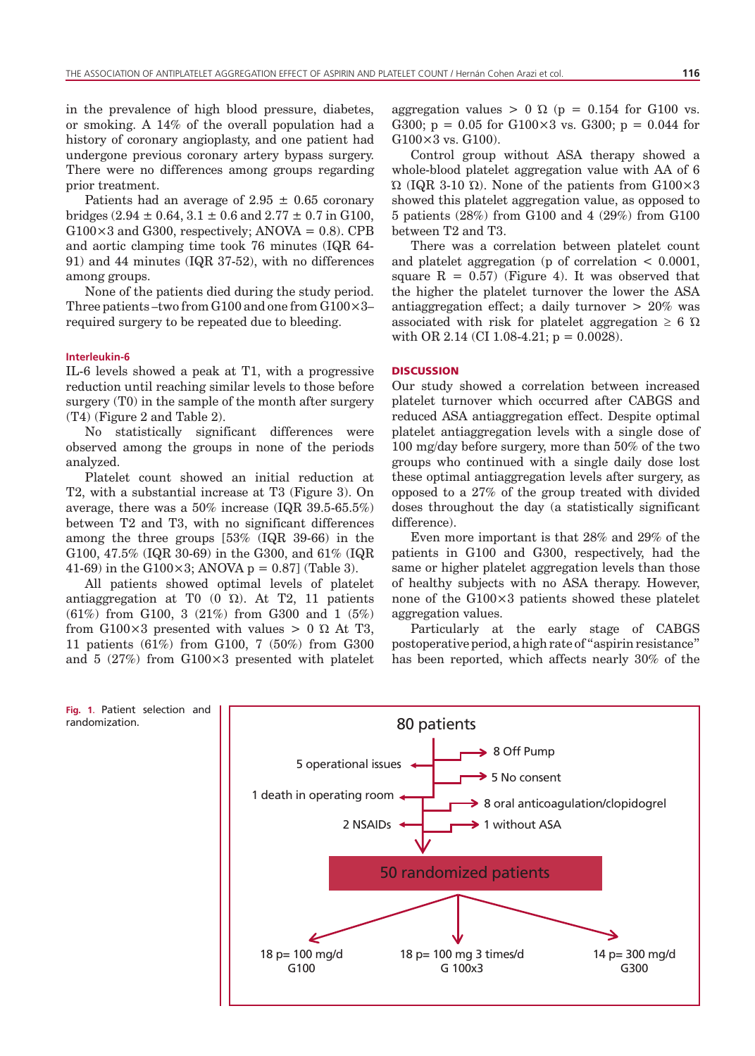in the prevalence of high blood pressure, diabetes, or smoking. A 14% of the overall population had a history of coronary angioplasty, and one patient had undergone previous coronary artery bypass surgery. There were no differences among groups regarding prior treatment.

Patients had an average of 2.95 ± 0.65 coronary bridges (2.94 ± 0.64, 3.1 ± 0.6 and 2.77 ± 0.7 in G100, G100×3 and G300, respectively; ANOVA = 0.8). CPB and aortic clamping time took 76 minutes (IQR 64-91) and 44 minutes (IQR 37-52), with no differences among groups.

None of the patients died during the study period. Three patients –two from G100 and one from G100×3– required surgery to be repeated due to bleeding.

### Interleukin-6

IL-6 levels showed a peak at T1, with a progressive reduction until reaching similar levels to those before surgery (T0) in the sample of the month after surgery (T4) (Figure 2 and Table 2).

No statistically significant differences were observed among the groups in none of the periods analyzed.

Platelet count showed an initial reduction at T2, with a substantial increase at T3 (Figure 3). On average, there was a 50% increase (IQR 39.5-65.5%) between T2 and T3, with no significant differences among the three groups [53% (IQR 39-66) in the G100, 47.5% (IQR 30-69) in the G300, and 61% (IQR 41-69) in the G100×3; ANOVA p = 0.87] (Table 3).

All patients showed optimal levels of platelet antiaggregation at T0 (0 Ω). At T2, 11 patients (61%) from G100, 3 (21%) from G300 and 1 (5%) from G100×3 presented with values > 0 Ω At T3, 11 patients (61%) from G100, 7 (50%) from G300 and 5 (27%) from G100×3 presented with platelet aggregation values > 0 Ω ($p$ = 0.154 for G100 vs. G300; $p$ = 0.05 for G100×3 vs. G300; $p$ = 0.044 for G100×3 vs. G100).

Control group without ASA therapy showed a whole-blood platelet aggregation value with AA of 6 Ω (IQR 3-10 Ω). None of the patients from G100×3 showed this platelet aggregation value, as opposed to 5 patients (28%) from G100 and 4 (29%) from G100 between T2 and T3.

There was a correlation between platelet count and platelet aggregation ($p$ of correlation < 0.0001, square R = 0.57) (Figure 4). It was observed that the higher the platelet turnover the lower the ASA antiaggregation effect; a daily turnover > 20% was associated with risk for platelet aggregation ≥ 6 Ω with OR 2.14 (CI 1.08-4.21; $p$ = 0.0028).

## DISCUSSION

Our study showed a correlation between increased platelet turnover which occurred after CABGS and reduced ASA antiaggregation effect. Despite optimal platelet antiaggregation levels with a single dose of 100 mg/day before surgery, more than 50% of the two groups who continued with a single daily dose lost these optimal antiaggregation levels after surgery, as opposed to a 27% of the group treated with divided doses throughout the day (a statistically significant difference).

Even more important is that 28% and 29% of the patients in G100 and G300, respectively, had the same or higher platelet aggregation levels than those of healthy subjects with no ASA therapy. However, none of the G100×3 patients showed these platelet aggregation values.

Particularly at the early stage of CABGS postoperative period, a high rate of "aspirin resistance" has been reported, which affects nearly 30% of the

80 patients

- 8 Off Pump
- 5 No consent
- 8 oral anticoagulation/clopidogrel
- 1 without ASA
- 5 operational issues
- 1 death in operating room
- 2 NSAIDs

50 randomized patients

- 18 p= 100 mg/d G100
- 18 p= 100 mg 3 times/d G 100x3
- 14 p= 300 mg/d G300

**Fig. 1.** Patient selection and randomization.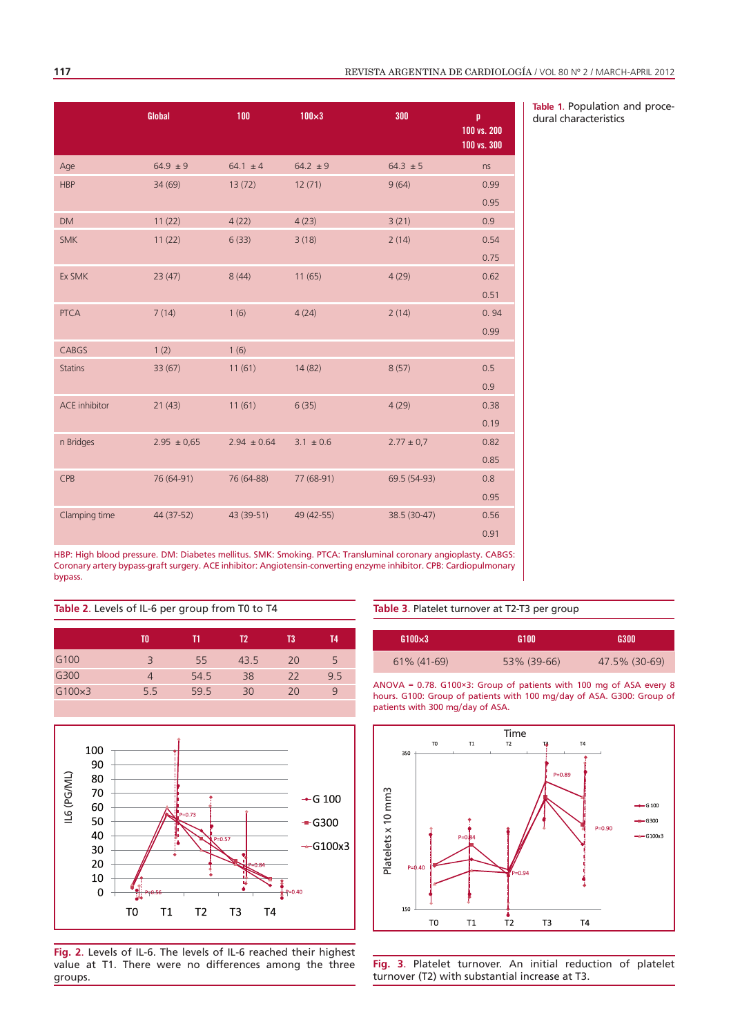Table 1. Population and procedural characteristics

| | Global | 100 | 100×3 | 300 | p 100 vs. 200 100 vs. 300 |
|---|---|---|---|---|---|
| Age | 64.9 ± 9 | 64.1 ± 4 | 64.2 ± 9 | 64.3 ± 5 | ns |
| HBP | 34 (69) | 13 (72) | 12 (71) | 9 (64) | 0.99 |
| | | | | | 0.95 |
| DM | 11 (22) | 4 (22) | 4 (23) | 3 (21) | 0.9 |
| SMK | 11 (22) | 6 (33) | 3 (18) | 2 (14) | 0.54 |
| | | | | | 0.75 |
| Ex SMK | 23 (47) | 8 (44) | 11 (65) | 4 (29) | 0.62 |
| | | | | | 0.51 |
| PTCA | 7 (14) | 1 (6) | 4 (24) | 2 (14) | 0. 94 |
| | | | | | 0.99 |
| CABGS | 1 (2) | 1 (6) | | | |
| Statins | 33 (67) | 11 (61) | 14 (82) | 8 (57) | 0.5 |
| | | | | | 0.9 |
| ACE inhibitor | 21 (43) | 11 (61) | 6 (35) | 4 (29) | 0.38 |
| | | | | | 0.19 |
| n Bridges | 2.95 ± 0,65 | 2.94 ± 0.64 | 3.1 ± 0.6 | 2.77 ± 0,7 | 0.82 |
| | | | | | 0.85 |
| CPB | 76 (64-91) | 76 (64-88) | 77 (68-91) | 69.5 (54-93) | 0.8 |
| | | | | | 0.95 |
| Clamping time | 44 (37-52) | 43 (39-51) | 49 (42-55) | 38.5 (30-47) | 0.56 |
| | | | | | 0.91 |

HBP: High blood pressure. DM: Diabetes mellitus. SMK: Smoking. PTCA: Transluminal coronary angioplasty. CABGS: Coronary artery bypass-graft surgery. ACE inhibitor: Angiotensin-converting enzyme inhibitor. CPB: Cardiopulmonary bypass.

Table 2. Levels of IL-6 per group from T0 to T4

| | T0 | T1 | T2 | T3 | T4 |
|---|---|---|---|---|---|
| G100 | 3 | 55 | 43.5 | 20 | 5 |
| G300 | 4 | 54.5 | 38 | 22 | 9.5 |
| G100×3 | 5.5 | 59.5 | 30 | 20 | 9 |

Fig. 2. Levels of IL-6. The levels of IL-6 reached their highest value at T1. There were no differences among the three groups.

Table 3. Platelet turnover at T2-T3 per group

| G100×3 | G100 | G300 |
|---|---|---|
| 61% (41-69) | 53% (39-66) | 47.5% (30-69) |

ANOVA = 0.78. G100×3: Group of patients with 100 mg of ASA every 8 hours. G100: Group of patients with 100 mg/day of ASA. G300: Group of patients with 300 mg/day of ASA.

Fig. 3. Platelet turnover. An initial reduction of platelet turnover (T2) with substantial increase at T3.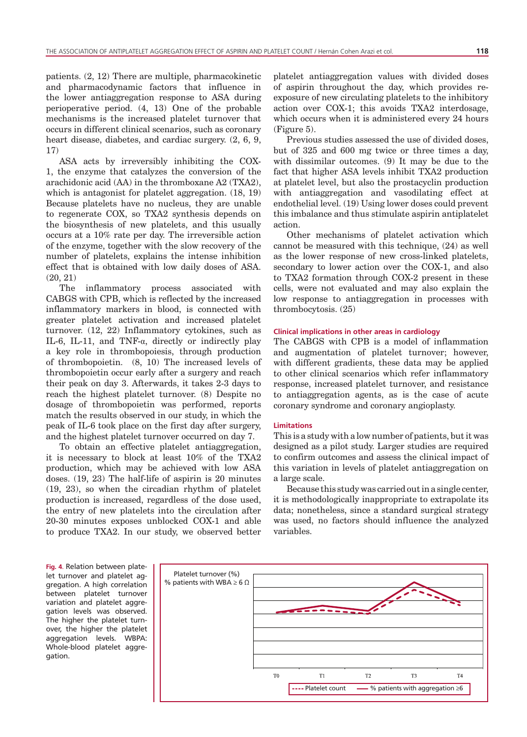patients. (2, 12) There are multiple, pharmacokinetic and pharmacodynamic factors that influence in the lower antiaggregation response to ASA during perioperative period. (4, 13) One of the probable mechanisms is the increased platelet turnover that occurs in different clinical scenarios, such as coronary heart disease, diabetes, and cardiac surgery. (2, 6, 9, 17)

ASA acts by irreversibly inhibiting the COX-1, the enzyme that catalyzes the conversion of the arachidonic acid (AA) in the thromboxane A2 (TXA2), which is antagonist for platelet aggregation. (18, 19) Because platelets have no nucleus, they are unable to regenerate COX, so TXA2 synthesis depends on the biosynthesis of new platelets, and this usually occurs at a 10% rate per day. The irreversible action of the enzyme, together with the slow recovery of the number of platelets, explains the intense inhibition effect that is obtained with low daily doses of ASA. (20, 21)

The inflammatory process associated with CABGS with CPB, which is reflected by the increased inflammatory markers in blood, is connected with greater platelet activation and increased platelet turnover. (12, 22) Inflammatory cytokines, such as IL-6, IL-11, and TNF-α, directly or indirectly play a key role in thrombopoiesis, through production of thrombopoietin. (8, 10) The increased levels of thrombopoietin occur early after a surgery and reach their peak on day 3. Afterwards, it takes 2-3 days to reach the highest platelet turnover. (8) Despite no dosage of thrombopoietin was performed, reports match the results observed in our study, in which the peak of IL-6 took place on the first day after surgery, and the highest platelet turnover occurred on day 7.

To obtain an effective platelet antiaggregation, it is necessary to block at least 10% of the TXA2 production, which may be achieved with low ASA doses. (19, 23) The half-life of aspirin is 20 minutes (19, 23), so when the circadian rhythm of platelet production is increased, regardless of the dose used, the entry of new platelets into the circulation after 20-30 minutes exposes unblocked COX-1 and able to produce TXA2. In our study, we observed better platelet antiaggregation values with divided doses of aspirin throughout the day, which provides re-exposure of new circulating platelets to the inhibitory action over COX-1; this avoids TXA2 interdosage, which occurs when it is administered every 24 hours (Figure 5).

Previous studies assessed the use of divided doses, but of 325 and 600 mg twice or three times a day, with dissimilar outcomes. (9) It may be due to the fact that higher ASA levels inhibit TXA2 production at platelet level, but also the prostacyclin production with antiaggregation and vasodilating effect at endothelial level. (19) Using lower doses could prevent this imbalance and thus stimulate aspirin antiplatelet action.

Other mechanisms of platelet activation which cannot be measured with this technique, (24) as well as the lower response of new cross-linked platelets, secondary to lower action over the COX-1, and also to TXA2 formation through COX-2 present in these cells, were not evaluated and may also explain the low response to antiaggregation in processes with thrombocytosis. (25)

### Clinical implications in other areas in cardiology

The CABGS with CPB is a model of inflammation and augmentation of platelet turnover; however, with different gradients, these data may be applied to other clinical scenarios which refer inflammatory response, increased platelet turnover, and resistance to antiaggregation agents, as is the case of acute coronary syndrome and coronary angioplasty.

### Limitations

This is a study with a low number of patients, but it was designed as a pilot study. Larger studies are required to confirm outcomes and assess the clinical impact of this variation in levels of platelet antiaggregation on a large scale.

Because this study was carried out in a single center, it is methodologically inappropriate to extrapolate its data; nonetheless, since a standard surgical strategy was used, no factors should influence the analyzed variables.

**Fig. 4.** Relation between platelet turnover and platelet aggregation. A high correlation between platelet turnover variation and platelet aggregation levels was observed. The higher the platelet turnover, the higher the platelet aggregation levels. WBPA: Whole-blood platelet aggregation.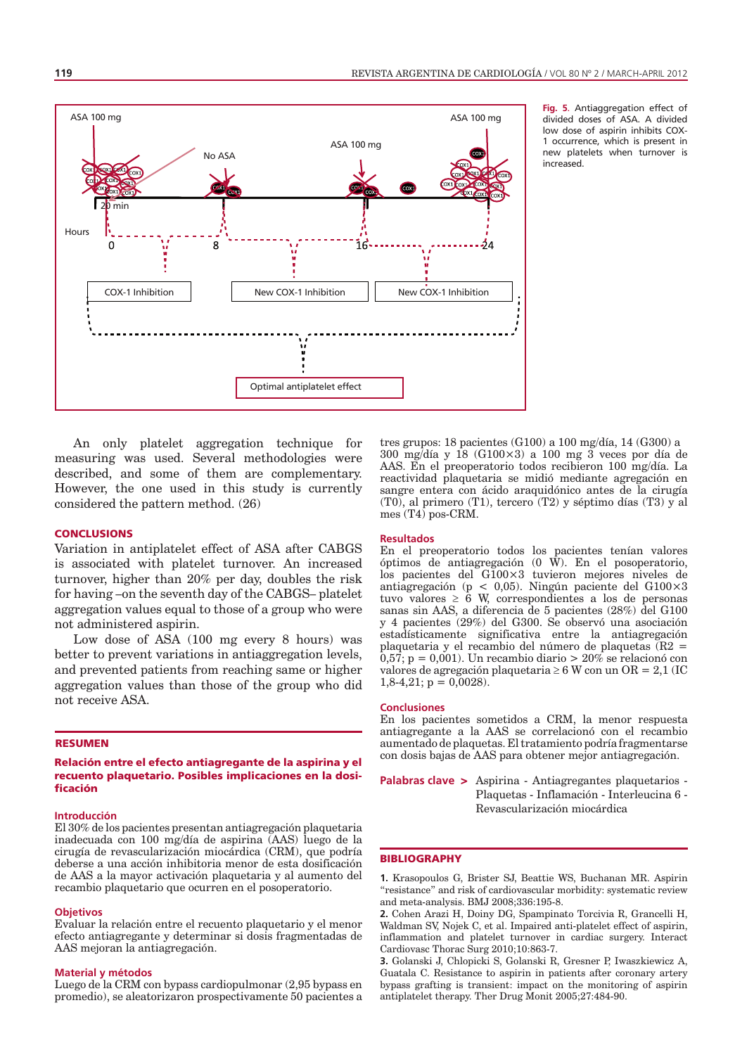Fig. 5. Antiaggregation effect of divided doses of ASA. A divided low dose of aspirin inhibits COX-1 occurrence, which is present in new platelets when turnover is increased.

An only platelet aggregation technique for measuring was used. Several methodologies were described, and some of them are complementary. However, the one used in this study is currently considered the pattern method. (26)

## CONCLUSIONS

Variation in antiplatelet effect of ASA after CABGS is associated with platelet turnover. An increased turnover, higher than 20% per day, doubles the risk for having –on the seventh day of the CABGS– platelet aggregation values equal to those of a group who were not administered aspirin.

Low dose of ASA (100 mg every 8 hours) was better to prevent variations in antiaggregation levels, and prevented patients from reaching same or higher aggregation values than those of the group who did not receive ASA.

## RESUMEN

### Relación entre el efecto antiagregante de la aspirina y el recuento plaquetario. Posibles implicaciones en la dosificación

#### Introducción

El 30% de los pacientes presentan antiagregación plaquetaria inadecuada con 100 mg/día de aspirina (AAS) luego de la cirugía de revascularización miocárdica (CRM), que podría deberse a una acción inhibitoria menor de esta dosificación de AAS a la mayor activación plaquetaria y al aumento del recambio plaquetario que ocurren en el posoperatorio.

#### Objetivos

Evaluar la relación entre el recuento plaquetario y el menor efecto antiagregante y determinar si dosis fragmentadas de AAS mejoran la antiagregación.

#### Material y métodos

Luego de la CRM con bypass cardiopulmonar (2,95 bypass en promedio), se aleatorizaron prospectivamente 50 pacientes a tres grupos: 18 pacientes (G100) a 100 mg/día, 14 (G300) a 300 mg/día y 18 (G100×3) a 100 mg 3 veces por día de AAS. En el preoperatorio todos recibieron 100 mg/día. La reactividad plaquetaria se midió mediante agregación en sangre entera con ácido araquidónico antes de la cirugía (T0), al primero (T1), tercero (T2) y séptimo días (T3) y al mes (T4) pos-CRM.

#### Resultados

En el preoperatorio todos los pacientes tenían valores óptimos de antiagregación (0 W). En el posoperatorio, los pacientes del G100×3 tuvieron mejores niveles de antiagregación ($p < 0{,}05$). Ningún paciente del G100×3 tuvo valores $\geq 6$ W, correspondientes a los de personas sanas sin AAS, a diferencia de 5 pacientes (28%) del G100 y 4 pacientes (29%) del G300. Se observó una asociación estadísticamente significativa entre la antiagregación plaquetaria y el recambio del número de plaquetas ($R2 = 0{,}57$; $p = 0{,}001$). Un recambio diario > 20% se relacionó con valores de agregación plaquetaria $\geq 6$ W con un OR = 2,1 (IC 1,8-4,21; $p = 0{,}0028$).

#### Conclusiones

En los pacientes sometidos a CRM, la menor respuesta antiagregante a la AAS se correlacionó con el recambio aumentado de plaquetas. El tratamiento podría fragmentarse con dosis bajas de AAS para obtener mejor antiagregación.

**Palabras clave >** Aspirina - Antiagregantes plaquetarios - Plaquetas - Inflamación - Interleucina 6 - Revascularización miocárdica

## BIBLIOGRAPHY

1. Krasopoulos G, Brister SJ, Beattie WS, Buchanan MR. Aspirin "resistance" and risk of cardiovascular morbidity: systematic review and meta-analysis. BMJ 2008;336:195-8.
2. Cohen Arazi H, Doiny DG, Spampinato Torcivia R, Grancelli H, Waldman SV, Nojek C, et al. Impaired anti-platelet effect of aspirin, inflammation and platelet turnover in cardiac surgery. Interact Cardiovasc Thorac Surg 2010;10:863-7.
3. Golanski J, Chlopicki S, Golanski R, Gresner P, Iwaszkiewicz A, Guatala C. Resistance to aspirin in patients after coronary artery bypass grafting is transient: impact on the monitoring of aspirin antiplatelet therapy. Ther Drug Monit 2005;27:484-90.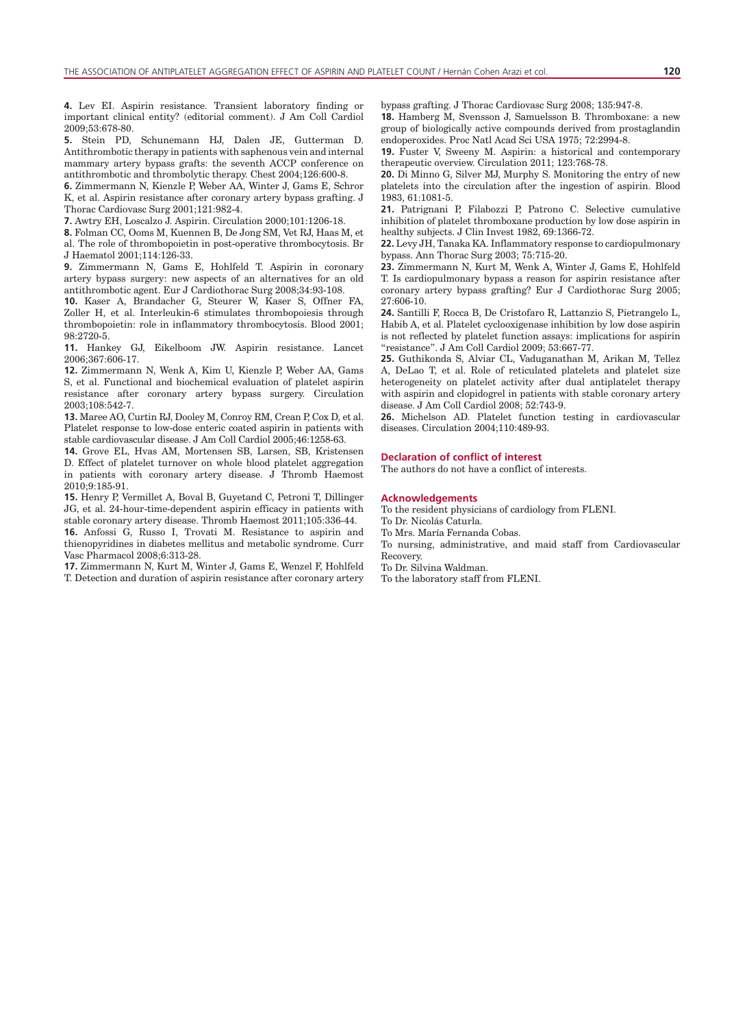**4.** Lev EI. Aspirin resistance. Transient laboratory finding or important clinical entity? (editorial comment). J Am Coll Cardiol 2009;53:678-80.

**5.** Stein PD, Schunemann HJ, Dalen JE, Gutterman D. Antithrombotic therapy in patients with saphenous vein and internal mammary artery bypass grafts: the seventh ACCP conference on antithrombotic and thrombolytic therapy. Chest 2004;126:600-8.

**6.** Zimmermann N, Kienzle P, Weber AA, Winter J, Gams E, Schror K, et al. Aspirin resistance after coronary artery bypass grafting. J Thorac Cardiovasc Surg 2001;121:982-4.

**7.** Awtry EH, Loscalzo J. Aspirin. Circulation 2000;101:1206-18.

**8.** Folman CC, Ooms M, Kuennen B, De Jong SM, Vet RJ, Haas M, et al. The role of thrombopoietin in post-operative thrombocytosis. Br J Haematol 2001;114:126-33.

**9.** Zimmermann N, Gams E, Hohlfeld T. Aspirin in coronary artery bypass surgery: new aspects of an alternatives for an old antithrombotic agent. Eur J Cardiothorac Surg 2008;34:93-108.

**10.** Kaser A, Brandacher G, Steurer W, Kaser S, Offner FA, Zoller H, et al. Interleukin-6 stimulates thrombopoiesis through thrombopoietin: role in inflammatory thrombocytosis. Blood 2001; 98:2720-5.

**11.** Hankey GJ, Eikelboom JW. Aspirin resistance. Lancet 2006;367:606-17.

**12.** Zimmermann N, Wenk A, Kim U, Kienzle P, Weber AA, Gams S, et al. Functional and biochemical evaluation of platelet aspirin resistance after coronary artery bypass surgery. Circulation 2003;108:542-7.

**13.** Maree AO, Curtin RJ, Dooley M, Conroy RM, Crean P, Cox D, et al. Platelet response to low-dose enteric coated aspirin in patients with stable cardiovascular disease. J Am Coll Cardiol 2005;46:1258-63.

**14.** Grove EL, Hvas AM, Mortensen SB, Larsen, SB, Kristensen D. Effect of platelet turnover on whole blood platelet aggregation in patients with coronary artery disease. J Thromb Haemost 2010;9:185-91.

**15.** Henry P, Vermillet A, Boval B, Guyetand C, Petroni T, Dillinger JG, et al. 24-hour-time-dependent aspirin efficacy in patients with stable coronary artery disease. Thromb Haemost 2011;105:336-44.

**16.** Anfossi G, Russo I, Trovati M. Resistance to aspirin and thienopyridines in diabetes mellitus and metabolic syndrome. Curr Vasc Pharmacol 2008;6:313-28.

**17.** Zimmermann N, Kurt M, Winter J, Gams E, Wenzel F, Hohlfeld T. Detection and duration of aspirin resistance after coronary artery bypass grafting. J Thorac Cardiovasc Surg 2008; 135:947-8.

**18.** Hamberg M, Svensson J, Samuelsson B. Thromboxane: a new group of biologically active compounds derived from prostaglandin endoperoxides. Proc Natl Acad Sci USA 1975; 72:2994-8.

**19.** Fuster V, Sweeny M. Aspirin: a historical and contemporary therapeutic overview. Circulation 2011; 123:768-78.

**20.** Di Minno G, Silver MJ, Murphy S. Monitoring the entry of new platelets into the circulation after the ingestion of aspirin. Blood 1983, 61:1081-5.

**21.** Patrignani P, Filabozzi P, Patrono C. Selective cumulative inhibition of platelet thromboxane production by low dose aspirin in healthy subjects. J Clin Invest 1982, 69:1366-72.

**22.** Levy JH, Tanaka KA. Inflammatory response to cardiopulmonary bypass. Ann Thorac Surg 2003; 75:715-20.

**23.** Zimmermann N, Kurt M, Wenk A, Winter J, Gams E, Hohlfeld T. Is cardiopulmonary bypass a reason for aspirin resistance after coronary artery bypass grafting? Eur J Cardiothorac Surg 2005; 27:606-10.

**24.** Santilli F, Rocca B, De Cristofaro R, Lattanzio S, Pietrangelo L, Habib A, et al. Platelet cyclooxigenase inhibition by low dose aspirin is not reflected by platelet function assays: implications for aspirin "resistance". J Am Coll Cardiol 2009; 53:667-77.

**25.** Guthikonda S, Alviar CL, Vaduganathan M, Arikan M, Tellez A, DeLao T, et al. Role of reticulated platelets and platelet size heterogeneity on platelet activity after dual antiplatelet therapy with aspirin and clopidogrel in patients with stable coronary artery disease. J Am Coll Cardiol 2008; 52:743-9.

**26.** Michelson AD. Platelet function testing in cardiovascular diseases. Circulation 2004;110:489-93.

## Declaration of conflict of interest

The authors do not have a conflict of interests.

## Acknowledgements

To the resident physicians of cardiology from FLENI.

To Dr. Nicolás Caturla.

To Mrs. María Fernanda Cobas.

To nursing, administrative, and maid staff from Cardiovascular Recovery.

To Dr. Silvina Waldman.

To the laboratory staff from FLENI.